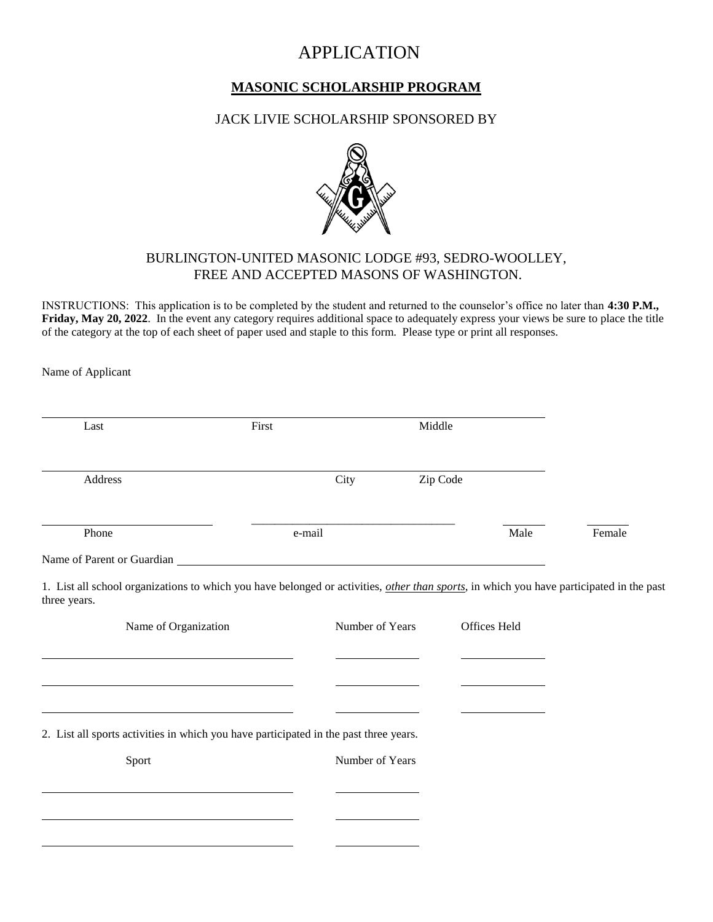# APPLICATION

## **MASONIC SCHOLARSHIP PROGRAM**

JACK LIVIE SCHOLARSHIP SPONSORED BY

BURLINGTON-UNITED MASONIC LODGE #93, SEDRO-WOOLLEY,
FREE AND ACCEPTED MASONS OF WASHINGTON.

INSTRUCTIONS: This application is to be completed by the student and returned to the counselor's office no later than **4:30 P.M., Friday, May 20, 2022**. In the event any category requires additional space to adequately express your views be sure to place the title of the category at the top of each sheet of paper used and staple to this form. Please type or print all responses.

Name of Applicant

______________________________________________________________________
Last First Middle

______________________________________________________________________
Address City Zip Code

______________________ ______________________________ _______ _______
Phone e-mail Male Female

Name of Parent or Guardian ______________________________________________

1. List all school organizations to which you have belonged or activities, *other than sports*, in which you have participated in the past three years.

| Name of Organization | Number of Years | Offices Held |
|---|---|---|
| | | |
| | | |
| | | |

2. List all sports activities in which you have participated in the past three years.

| Sport | Number of Years |
|---|---|
| | |
| | |
| | |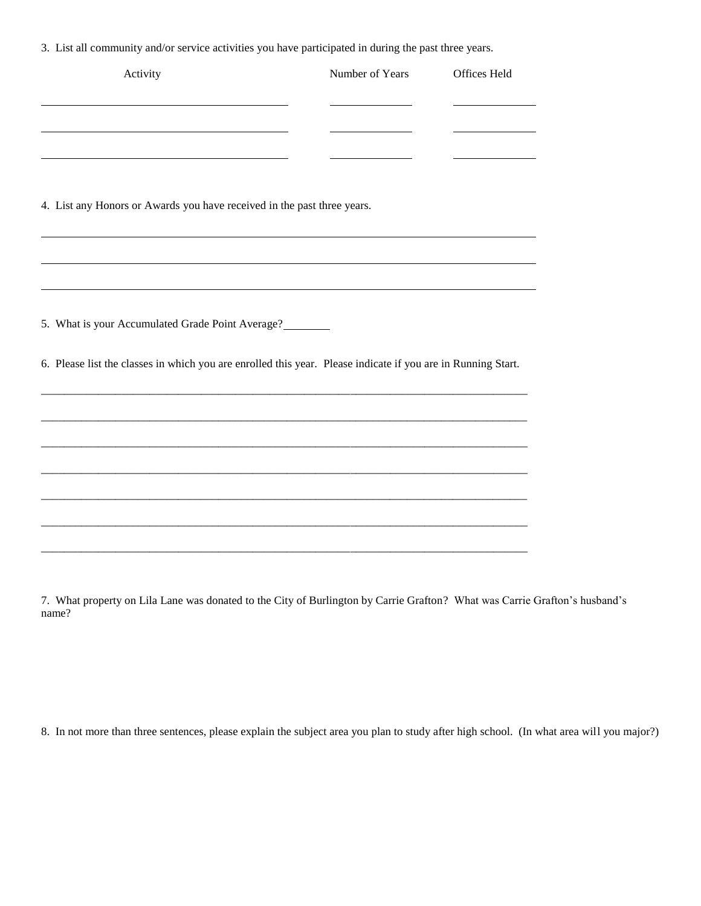3. List all community and/or service activities you have participated in during the past three years.

| Activity | Number of Years | Offices Held |
| --- | --- | --- |
| | | |
| | | |
| | | |

4. List any Honors or Awards you have received in the past three years.

\_\_\_\_\_\_\_\_\_\_\_\_\_\_\_\_\_\_\_\_\_\_\_\_\_\_\_\_\_\_\_\_\_\_\_\_\_\_\_\_\_\_\_\_\_\_\_\_\_\_\_\_\_\_\_\_\_\_\_\_

\_\_\_\_\_\_\_\_\_\_\_\_\_\_\_\_\_\_\_\_\_\_\_\_\_\_\_\_\_\_\_\_\_\_\_\_\_\_\_\_\_\_\_\_\_\_\_\_\_\_\_\_\_\_\_\_\_\_\_\_

\_\_\_\_\_\_\_\_\_\_\_\_\_\_\_\_\_\_\_\_\_\_\_\_\_\_\_\_\_\_\_\_\_\_\_\_\_\_\_\_\_\_\_\_\_\_\_\_\_\_\_\_\_\_\_\_\_\_\_\_

5. What is your Accumulated Grade Point Average? \_\_\_\_\_\_\_\_

6. Please list the classes in which you are enrolled this year. Please indicate if you are in Running Start.

\_\_\_\_\_\_\_\_\_\_\_\_\_\_\_\_\_\_\_\_\_\_\_\_\_\_\_\_\_\_\_\_\_\_\_\_\_\_\_\_\_\_\_\_\_\_\_\_\_\_\_\_\_\_\_\_\_\_\_\_

\_\_\_\_\_\_\_\_\_\_\_\_\_\_\_\_\_\_\_\_\_\_\_\_\_\_\_\_\_\_\_\_\_\_\_\_\_\_\_\_\_\_\_\_\_\_\_\_\_\_\_\_\_\_\_\_\_\_\_\_

\_\_\_\_\_\_\_\_\_\_\_\_\_\_\_\_\_\_\_\_\_\_\_\_\_\_\_\_\_\_\_\_\_\_\_\_\_\_\_\_\_\_\_\_\_\_\_\_\_\_\_\_\_\_\_\_\_\_\_\_

\_\_\_\_\_\_\_\_\_\_\_\_\_\_\_\_\_\_\_\_\_\_\_\_\_\_\_\_\_\_\_\_\_\_\_\_\_\_\_\_\_\_\_\_\_\_\_\_\_\_\_\_\_\_\_\_\_\_\_\_

\_\_\_\_\_\_\_\_\_\_\_\_\_\_\_\_\_\_\_\_\_\_\_\_\_\_\_\_\_\_\_\_\_\_\_\_\_\_\_\_\_\_\_\_\_\_\_\_\_\_\_\_\_\_\_\_\_\_\_\_

\_\_\_\_\_\_\_\_\_\_\_\_\_\_\_\_\_\_\_\_\_\_\_\_\_\_\_\_\_\_\_\_\_\_\_\_\_\_\_\_\_\_\_\_\_\_\_\_\_\_\_\_\_\_\_\_\_\_\_\_

\_\_\_\_\_\_\_\_\_\_\_\_\_\_\_\_\_\_\_\_\_\_\_\_\_\_\_\_\_\_\_\_\_\_\_\_\_\_\_\_\_\_\_\_\_\_\_\_\_\_\_\_\_\_\_\_\_\_\_\_

7. What property on Lila Lane was donated to the City of Burlington by Carrie Grafton? What was Carrie Grafton's husband's name?

8. In not more than three sentences, please explain the subject area you plan to study after high school. (In what area will you major?)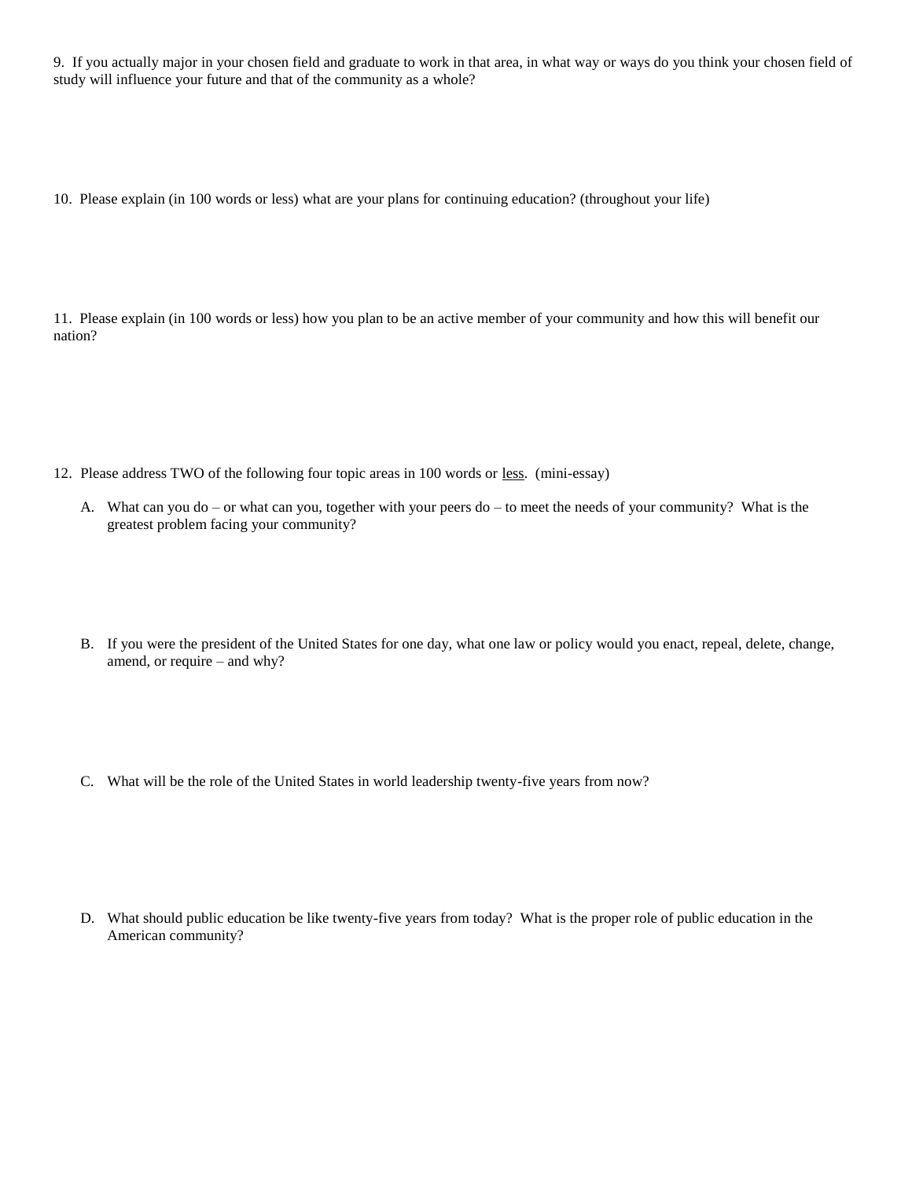9. If you actually major in your chosen field and graduate to work in that area, in what way or ways do you think your chosen field of study will influence your future and that of the community as a whole?

10. Please explain (in 100 words or less) what are your plans for continuing education? (throughout your life)

11. Please explain (in 100 words or less) how you plan to be an active member of your community and how this will benefit our nation?

12. Please address TWO of the following four topic areas in 100 words or <u>less</u>. (mini-essay)

A. What can you do – or what can you, together with your peers do – to meet the needs of your community? What is the greatest problem facing your community?

B. If you were the president of the United States for one day, what one law or policy would you enact, repeal, delete, change, amend, or require – and why?

C. What will be the role of the United States in world leadership twenty-five years from now?

D. What should public education be like twenty-five years from today? What is the proper role of public education in the American community?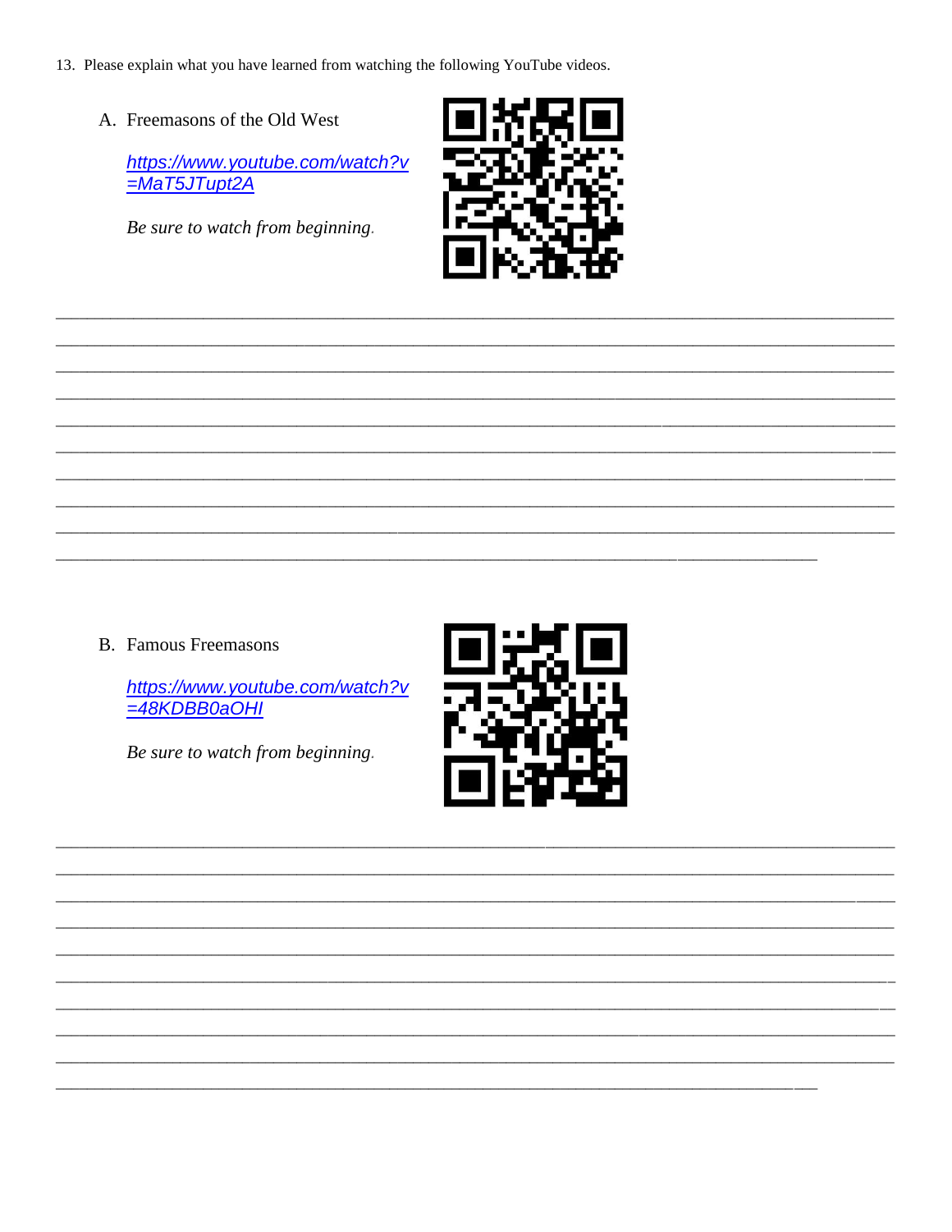13. Please explain what you have learned from watching the following YouTube videos.

   A. Freemasons of the Old West

      https://www.youtube.com/watch?v=MaT5JTupt2A

      *Be sure to watch from beginning.*

______________________________________________________________________________
______________________________________________________________________________
______________________________________________________________________________
______________________________________________________________________________
______________________________________________________________________________
______________________________________________________________________________
______________________________________________________________________________
______________________________________________________________________________
______________________________________________________________________________
_________________________________________________________________________

   B. Famous Freemasons

      https://www.youtube.com/watch?v=48KDBB0aOHI

      *Be sure to watch from beginning.*

______________________________________________________________________________
______________________________________________________________________________
______________________________________________________________________________
______________________________________________________________________________
______________________________________________________________________________
______________________________________________________________________________
______________________________________________________________________________
______________________________________________________________________________
______________________________________________________________________________
_________________________________________________________________________